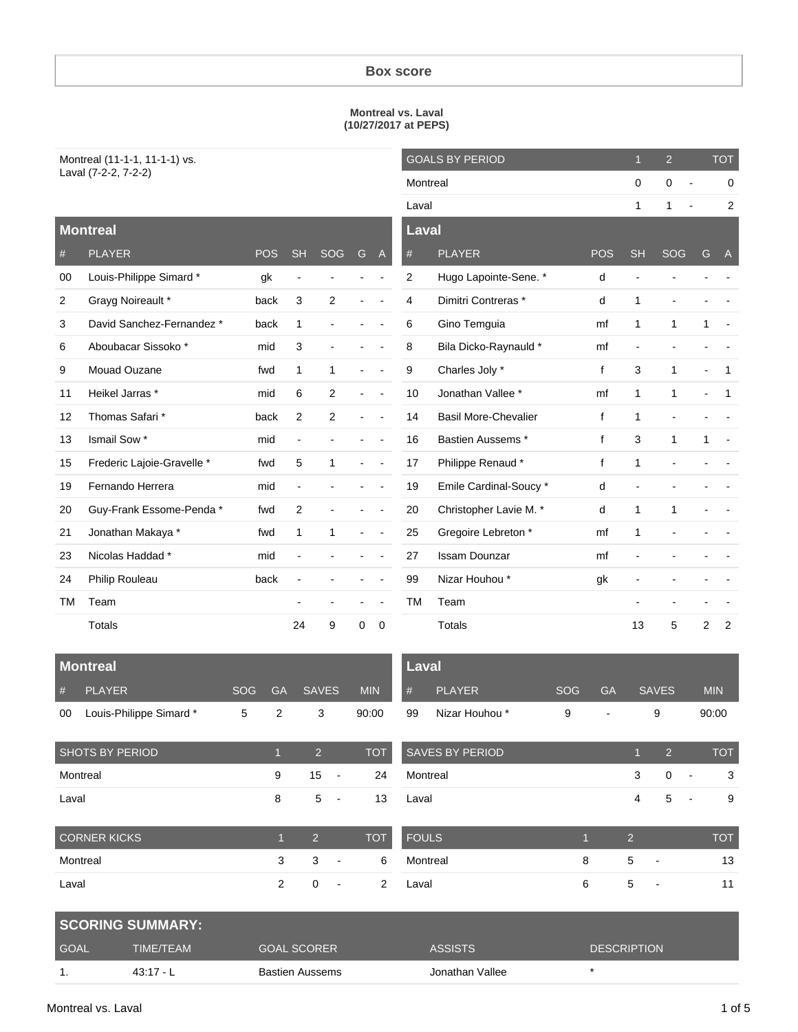# Box score

**Montreal vs. Laval**
**(10/27/2017 at PEPS)**

Montreal (11-1-1, 11-1-1) vs.
Laval (7-2-2, 7-2-2)

| GOALS BY PERIOD | 1 | 2 | | TOT |
|---|---|---|---|---|
| Montreal | 0 | 0 | - | 0 |
| Laval | 1 | 1 | - | 2 |

## Montreal

| # | PLAYER | POS | SH | SOG | G | A |
|---|---|---|---|---|---|---|
| 00 | Louis-Philippe Simard * | gk | - | - | - | - |
| 2 | Grayg Noireault * | back | 3 | 2 | - | - |
| 3 | David Sanchez-Fernandez * | back | 1 | - | - | - |
| 6 | Aboubacar Sissoko * | mid | 3 | - | - | - |
| 9 | Mouad Ouzane | fwd | 1 | 1 | - | - |
| 11 | Heikel Jarras * | mid | 6 | 2 | - | - |
| 12 | Thomas Safari * | back | 2 | 2 | - | - |
| 13 | Ismail Sow * | mid | - | - | - | - |
| 15 | Frederic Lajoie-Gravelle * | fwd | 5 | 1 | - | - |
| 19 | Fernando Herrera | mid | - | - | - | - |
| 20 | Guy-Frank Essome-Penda * | fwd | 2 | - | - | - |
| 21 | Jonathan Makaya * | fwd | 1 | 1 | - | - |
| 23 | Nicolas Haddad * | mid | - | - | - | - |
| 24 | Philip Rouleau | back | - | - | - | - |
| TM | Team | | - | - | - | - |
| | Totals | | 24 | 9 | 0 | 0 |

## Laval

| # | PLAYER | POS | SH | SOG | G | A |
|---|---|---|---|---|---|---|
| 2 | Hugo Lapointe-Sene. * | d | - | - | - | - |
| 4 | Dimitri Contreras * | d | 1 | - | - | - |
| 6 | Gino Temguia | mf | 1 | 1 | 1 | - |
| 8 | Bila Dicko-Raynauld * | mf | - | - | - | - |
| 9 | Charles Joly * | f | 3 | 1 | - | 1 |
| 10 | Jonathan Vallee * | mf | 1 | 1 | - | 1 |
| 14 | Basil More-Chevalier | f | 1 | - | - | - |
| 16 | Bastien Aussems * | f | 3 | 1 | 1 | - |
| 17 | Philippe Renaud * | f | 1 | - | - | - |
| 19 | Emile Cardinal-Soucy * | d | - | - | - | - |
| 20 | Christopher Lavie M. * | d | 1 | 1 | - | - |
| 25 | Gregoire Lebreton * | mf | 1 | - | - | - |
| 27 | Issam Dounzar | mf | - | - | - | - |
| 99 | Nizar Houhou * | gk | - | - | - | - |
| TM | Team | | - | - | - | - |
| | Totals | | 13 | 5 | 2 | 2 |

## Montreal

| # | PLAYER | SOG | GA | SAVES | MIN |
|---|---|---|---|---|---|
| 00 | Louis-Philippe Simard * | 5 | 2 | 3 | 90:00 |

## Laval

| # | PLAYER | SOG | GA | SAVES | MIN |
|---|---|---|---|---|---|
| 99 | Nizar Houhou * | 9 | - | 9 | 90:00 |

| SHOTS BY PERIOD | 1 | 2 | | TOT |
|---|---|---|---|---|
| Montreal | 9 | 15 | - | 24 |
| Laval | 8 | 5 | - | 13 |

| SAVES BY PERIOD | 1 | 2 | | TOT |
|---|---|---|---|---|
| Montreal | 3 | 0 | - | 3 |
| Laval | 4 | 5 | - | 9 |

| CORNER KICKS | 1 | 2 | | TOT |
|---|---|---|---|---|
| Montreal | 3 | 3 | - | 6 |
| Laval | 2 | 0 | - | 2 |

| FOULS | 1 | 2 | | TOT |
|---|---|---|---|---|
| Montreal | 8 | 5 | - | 13 |
| Laval | 6 | 5 | - | 11 |

## SCORING SUMMARY:

| GOAL | TIME/TEAM | GOAL SCORER | ASSISTS | DESCRIPTION |
|---|---|---|---|---|
| 1. | 43:17 - L | Bastien Aussems | Jonathan Vallee | * |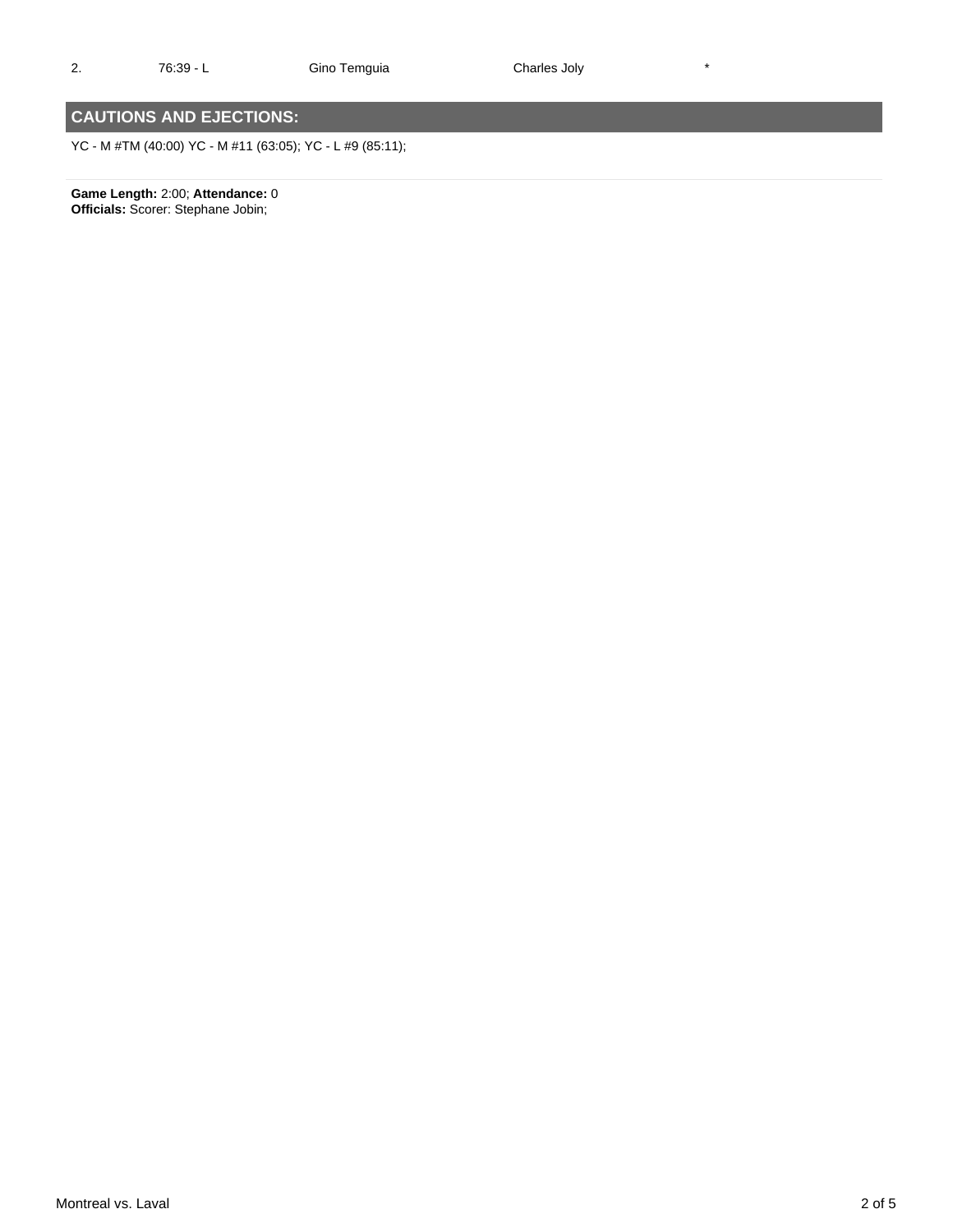| 2. | 76:39 - L | Gino Temguia | Charles Joly | * |
|---|---|---|---|---|

## CAUTIONS AND EJECTIONS:

YC - M #TM (40:00) YC - M #11 (63:05); YC - L #9 (85:11);

---

**Game Length:** 2:00; **Attendance:** 0
**Officials:** Scorer: Stephane Jobin;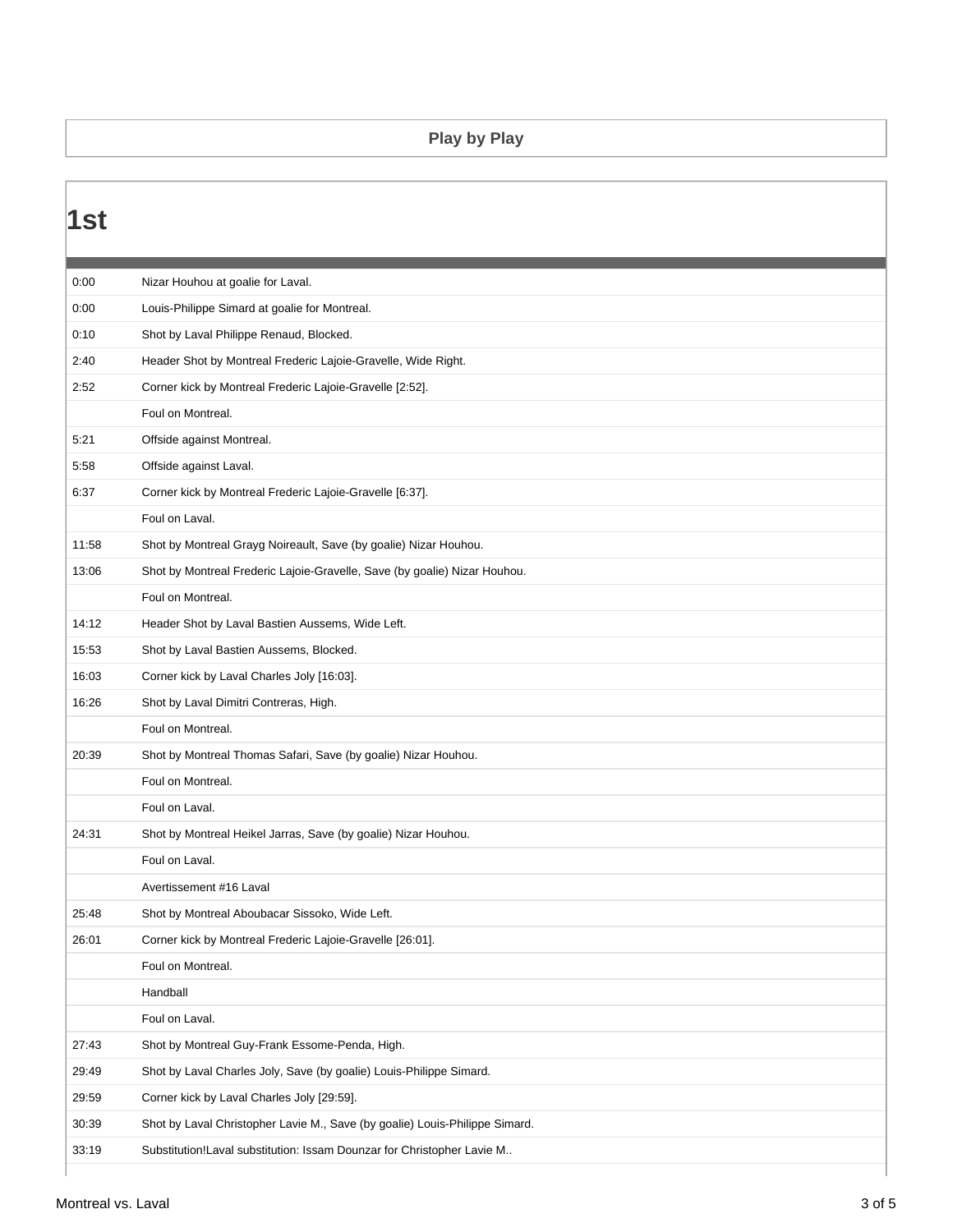## Play by Play

# 1st

| Time | Play |
|---|---|
| 0:00 | Nizar Houhou at goalie for Laval. |
| 0:00 | Louis-Philippe Simard at goalie for Montreal. |
| 0:10 | Shot by Laval Philippe Renaud, Blocked. |
| 2:40 | Header Shot by Montreal Frederic Lajoie-Gravelle, Wide Right. |
| 2:52 | Corner kick by Montreal Frederic Lajoie-Gravelle [2:52]. |
| | Foul on Montreal. |
| 5:21 | Offside against Montreal. |
| 5:58 | Offside against Laval. |
| 6:37 | Corner kick by Montreal Frederic Lajoie-Gravelle [6:37]. |
| | Foul on Laval. |
| 11:58 | Shot by Montreal Grayg Noireault, Save (by goalie) Nizar Houhou. |
| 13:06 | Shot by Montreal Frederic Lajoie-Gravelle, Save (by goalie) Nizar Houhou. |
| | Foul on Montreal. |
| 14:12 | Header Shot by Laval Bastien Aussems, Wide Left. |
| 15:53 | Shot by Laval Bastien Aussems, Blocked. |
| 16:03 | Corner kick by Laval Charles Joly [16:03]. |
| 16:26 | Shot by Laval Dimitri Contreras, High. |
| | Foul on Montreal. |
| 20:39 | Shot by Montreal Thomas Safari, Save (by goalie) Nizar Houhou. |
| | Foul on Montreal. |
| | Foul on Laval. |
| 24:31 | Shot by Montreal Heikel Jarras, Save (by goalie) Nizar Houhou. |
| | Foul on Laval. |
| | Avertissement #16 Laval |
| 25:48 | Shot by Montreal Aboubacar Sissoko, Wide Left. |
| 26:01 | Corner kick by Montreal Frederic Lajoie-Gravelle [26:01]. |
| | Foul on Montreal. |
| | Handball |
| | Foul on Laval. |
| 27:43 | Shot by Montreal Guy-Frank Essome-Penda, High. |
| 29:49 | Shot by Laval Charles Joly, Save (by goalie) Louis-Philippe Simard. |
| 29:59 | Corner kick by Laval Charles Joly [29:59]. |
| 30:39 | Shot by Laval Christopher Lavie M., Save (by goalie) Louis-Philippe Simard. |
| 33:19 | Substitution!Laval substitution: Issam Dounzar for Christopher Lavie M.. |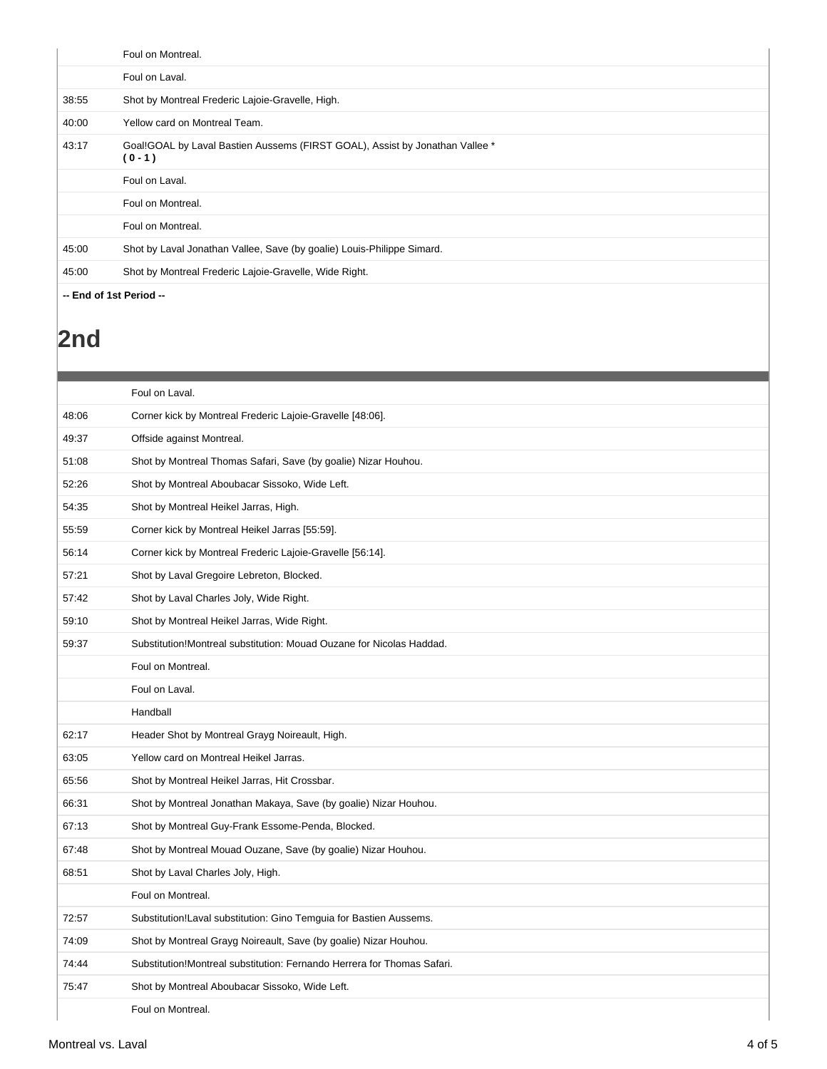| | |
|---|---|
| | Foul on Montreal. |
| | Foul on Laval. |
| 38:55 | Shot by Montreal Frederic Lajoie-Gravelle, High. |
| 40:00 | Yellow card on Montreal Team. |
| 43:17 | Goal!GOAL by Laval Bastien Aussems (FIRST GOAL), Assist by Jonathan Vallee * **( 0 - 1 )** |
| | Foul on Laval. |
| | Foul on Montreal. |
| | Foul on Montreal. |
| 45:00 | Shot by Laval Jonathan Vallee, Save (by goalie) Louis-Philippe Simard. |
| 45:00 | Shot by Montreal Frederic Lajoie-Gravelle, Wide Right. |

**-- End of 1st Period --**

## 2nd

| | |
|---|---|
| | Foul on Laval. |
| 48:06 | Corner kick by Montreal Frederic Lajoie-Gravelle [48:06]. |
| 49:37 | Offside against Montreal. |
| 51:08 | Shot by Montreal Thomas Safari, Save (by goalie) Nizar Houhou. |
| 52:26 | Shot by Montreal Aboubacar Sissoko, Wide Left. |
| 54:35 | Shot by Montreal Heikel Jarras, High. |
| 55:59 | Corner kick by Montreal Heikel Jarras [55:59]. |
| 56:14 | Corner kick by Montreal Frederic Lajoie-Gravelle [56:14]. |
| 57:21 | Shot by Laval Gregoire Lebreton, Blocked. |
| 57:42 | Shot by Laval Charles Joly, Wide Right. |
| 59:10 | Shot by Montreal Heikel Jarras, Wide Right. |
| 59:37 | Substitution!Montreal substitution: Mouad Ouzane for Nicolas Haddad. |
| | Foul on Montreal. |
| | Foul on Laval. |
| | Handball |
| 62:17 | Header Shot by Montreal Grayg Noireault, High. |
| 63:05 | Yellow card on Montreal Heikel Jarras. |
| 65:56 | Shot by Montreal Heikel Jarras, Hit Crossbar. |
| 66:31 | Shot by Montreal Jonathan Makaya, Save (by goalie) Nizar Houhou. |
| 67:13 | Shot by Montreal Guy-Frank Essome-Penda, Blocked. |
| 67:48 | Shot by Montreal Mouad Ouzane, Save (by goalie) Nizar Houhou. |
| 68:51 | Shot by Laval Charles Joly, High. |
| | Foul on Montreal. |
| 72:57 | Substitution!Laval substitution: Gino Temguia for Bastien Aussems. |
| 74:09 | Shot by Montreal Grayg Noireault, Save (by goalie) Nizar Houhou. |
| 74:44 | Substitution!Montreal substitution: Fernando Herrera for Thomas Safari. |
| 75:47 | Shot by Montreal Aboubacar Sissoko, Wide Left. |
| | Foul on Montreal. |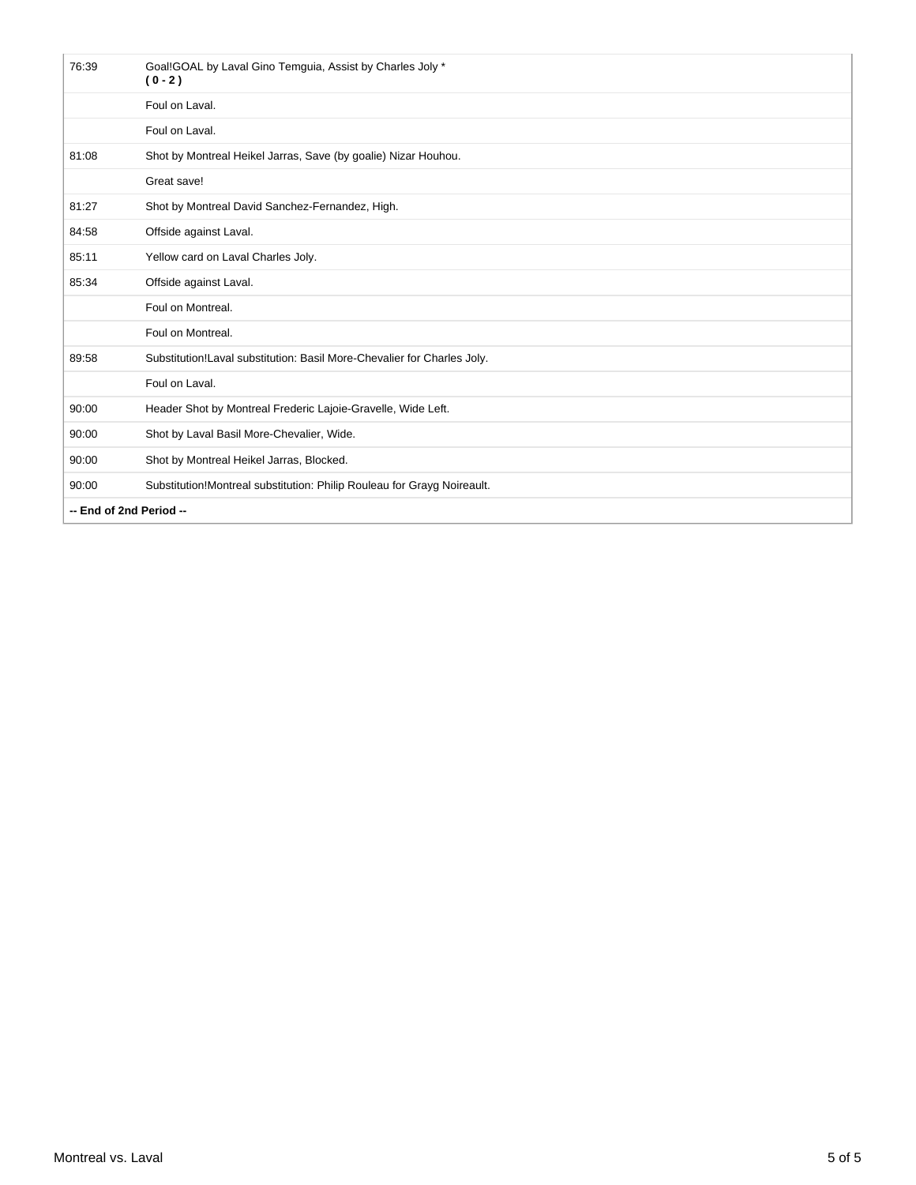| | |
|---|---|
| 76:39 | Goal!GOAL by Laval Gino Temguia, Assist by Charles Joly * **( 0 - 2 )** |
| | Foul on Laval. |
| | Foul on Laval. |
| 81:08 | Shot by Montreal Heikel Jarras, Save (by goalie) Nizar Houhou. |
| | Great save! |
| 81:27 | Shot by Montreal David Sanchez-Fernandez, High. |
| 84:58 | Offside against Laval. |
| 85:11 | Yellow card on Laval Charles Joly. |
| 85:34 | Offside against Laval. |
| | Foul on Montreal. |
| | Foul on Montreal. |
| 89:58 | Substitution!Laval substitution: Basil More-Chevalier for Charles Joly. |
| | Foul on Laval. |
| 90:00 | Header Shot by Montreal Frederic Lajoie-Gravelle, Wide Left. |
| 90:00 | Shot by Laval Basil More-Chevalier, Wide. |
| 90:00 | Shot by Montreal Heikel Jarras, Blocked. |
| 90:00 | Substitution!Montreal substitution: Philip Rouleau for Grayg Noireault. |
| **-- End of 2nd Period --** | |